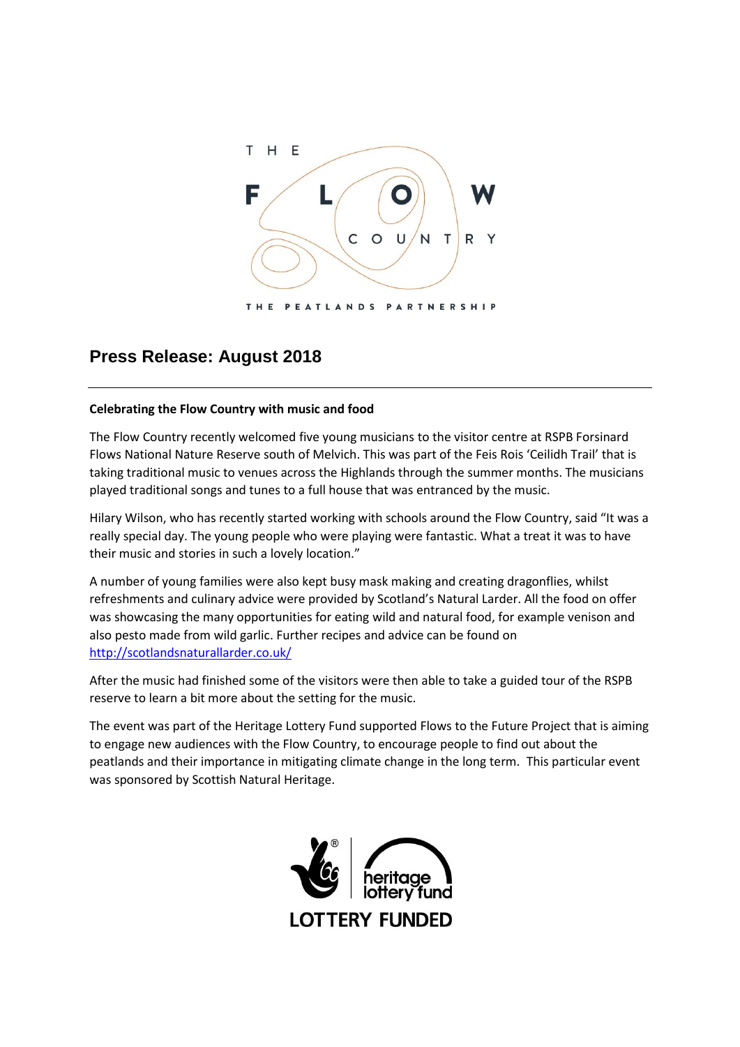THE FLOW COUNTRY

THE PEATLANDS PARTNERSHIP

## Press Release: August 2018

---

**Celebrating the Flow Country with music and food**

The Flow Country recently welcomed five young musicians to the visitor centre at RSPB Forsinard Flows National Nature Reserve south of Melvich. This was part of the Feis Rois 'Ceilidh Trail' that is taking traditional music to venues across the Highlands through the summer months. The musicians played traditional songs and tunes to a full house that was entranced by the music.

Hilary Wilson, who has recently started working with schools around the Flow Country, said "It was a really special day. The young people who were playing were fantastic. What a treat it was to have their music and stories in such a lovely location."

A number of young families were also kept busy mask making and creating dragonflies, whilst refreshments and culinary advice were provided by Scotland's Natural Larder. All the food on offer was showcasing the many opportunities for eating wild and natural food, for example venison and also pesto made from wild garlic. Further recipes and advice can be found on [http://scotlandsnaturallarder.co.uk/](http://scotlandsnaturallarder.co.uk/)

After the music had finished some of the visitors were then able to take a guided tour of the RSPB reserve to learn a bit more about the setting for the music.

The event was part of the Heritage Lottery Fund supported Flows to the Future Project that is aiming to engage new audiences with the Flow Country, to encourage people to find out about the peatlands and their importance in mitigating climate change in the long term. This particular event was sponsored by Scottish Natural Heritage.

heritage lottery fund

LOTTERY FUNDED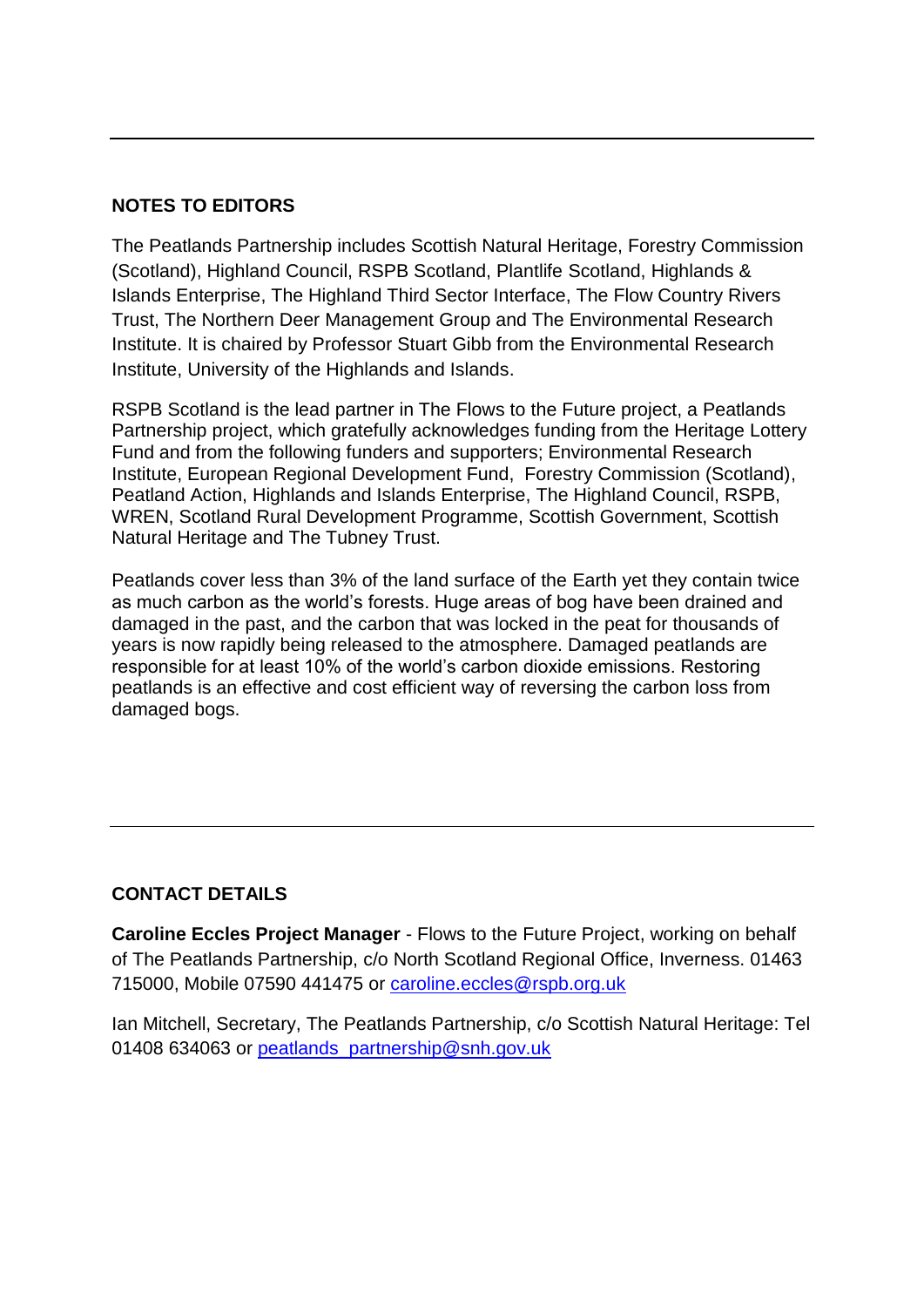---

**NOTES TO EDITORS**

The Peatlands Partnership includes Scottish Natural Heritage, Forestry Commission (Scotland), Highland Council, RSPB Scotland, Plantlife Scotland, Highlands & Islands Enterprise, The Highland Third Sector Interface, The Flow Country Rivers Trust, The Northern Deer Management Group and The Environmental Research Institute. It is chaired by Professor Stuart Gibb from the Environmental Research Institute, University of the Highlands and Islands.

RSPB Scotland is the lead partner in The Flows to the Future project, a Peatlands Partnership project, which gratefully acknowledges funding from the Heritage Lottery Fund and from the following funders and supporters; Environmental Research Institute, European Regional Development Fund, Forestry Commission (Scotland), Peatland Action, Highlands and Islands Enterprise, The Highland Council, RSPB, WREN, Scotland Rural Development Programme, Scottish Government, Scottish Natural Heritage and The Tubney Trust.

Peatlands cover less than 3% of the land surface of the Earth yet they contain twice as much carbon as the world's forests. Huge areas of bog have been drained and damaged in the past, and the carbon that was locked in the peat for thousands of years is now rapidly being released to the atmosphere. Damaged peatlands are responsible for at least 10% of the world's carbon dioxide emissions. Restoring peatlands is an effective and cost efficient way of reversing the carbon loss from damaged bogs.

---

**CONTACT DETAILS**

**Caroline Eccles Project Manager** - Flows to the Future Project, working on behalf of The Peatlands Partnership, c/o North Scotland Regional Office, Inverness. 01463 715000, Mobile 07590 441475 or caroline.eccles@rspb.org.uk

Ian Mitchell, Secretary, The Peatlands Partnership, c/o Scottish Natural Heritage: Tel 01408 634063 or peatlands_partnership@snh.gov.uk